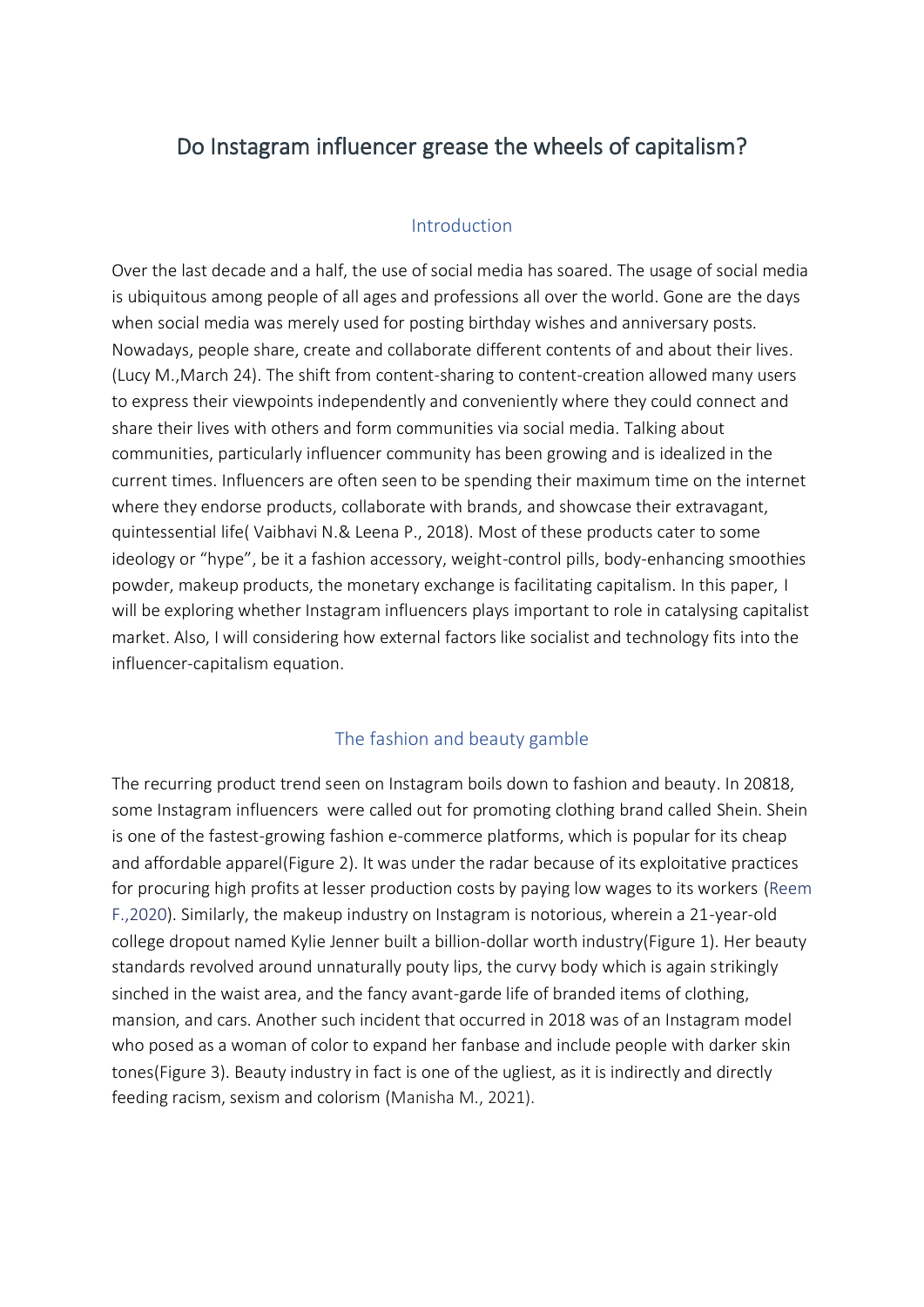# Do Instagram influencer grease the wheels of capitalism?

## Introduction

Over the last decade and a half, the use of social media has soared. The usage of social media is ubiquitous among people of all ages and professions all over the world. Gone are the days when social media was merely used for posting birthday wishes and anniversary posts. Nowadays, people share, create and collaborate different contents of and about their lives. (Lucy M.,March 24). The shift from content-sharing to content-creation allowed many users to express their viewpoints independently and conveniently where they could connect and share their lives with others and form communities via social media. Talking about communities, particularly influencer community has been growing and is idealized in the current times. Influencers are often seen to be spending their maximum time on the internet where they endorse products, collaborate with brands, and showcase their extravagant, quintessential life( Vaibhavi N.& Leena P., 2018). Most of these products cater to some ideology or "hype", be it a fashion accessory, weight-control pills, body-enhancing smoothies powder, makeup products, the monetary exchange is facilitating capitalism. In this paper, I will be exploring whether Instagram influencers plays important to role in catalysing capitalist market. Also, I will considering how external factors like socialist and technology fits into the influencer-capitalism equation.

## The fashion and beauty gamble

The recurring product trend seen on Instagram boils down to fashion and beauty. In 20818, some Instagram influencers were called out for promoting clothing brand called Shein. Shein is one of the fastest-growing fashion e-commerce platforms, which is popular for its cheap and affordable apparel(Figure 2). It was under the radar because of its exploitative practices for procuring high profits at lesser production costs by paying low wages to its workers (Reem F.,2020). Similarly, the makeup industry on Instagram is notorious, wherein a 21-year-old college dropout named Kylie Jenner built a billion-dollar worth industry(Figure 1). Her beauty standards revolved around unnaturally pouty lips, the curvy body which is again strikingly sinched in the waist area, and the fancy avant-garde life of branded items of clothing, mansion, and cars. Another such incident that occurred in 2018 was of an Instagram model who posed as a woman of color to expand her fanbase and include people with darker skin tones(Figure 3). Beauty industry in fact is one of the ugliest, as it is indirectly and directly feeding racism, sexism and colorism (Manisha M., 2021).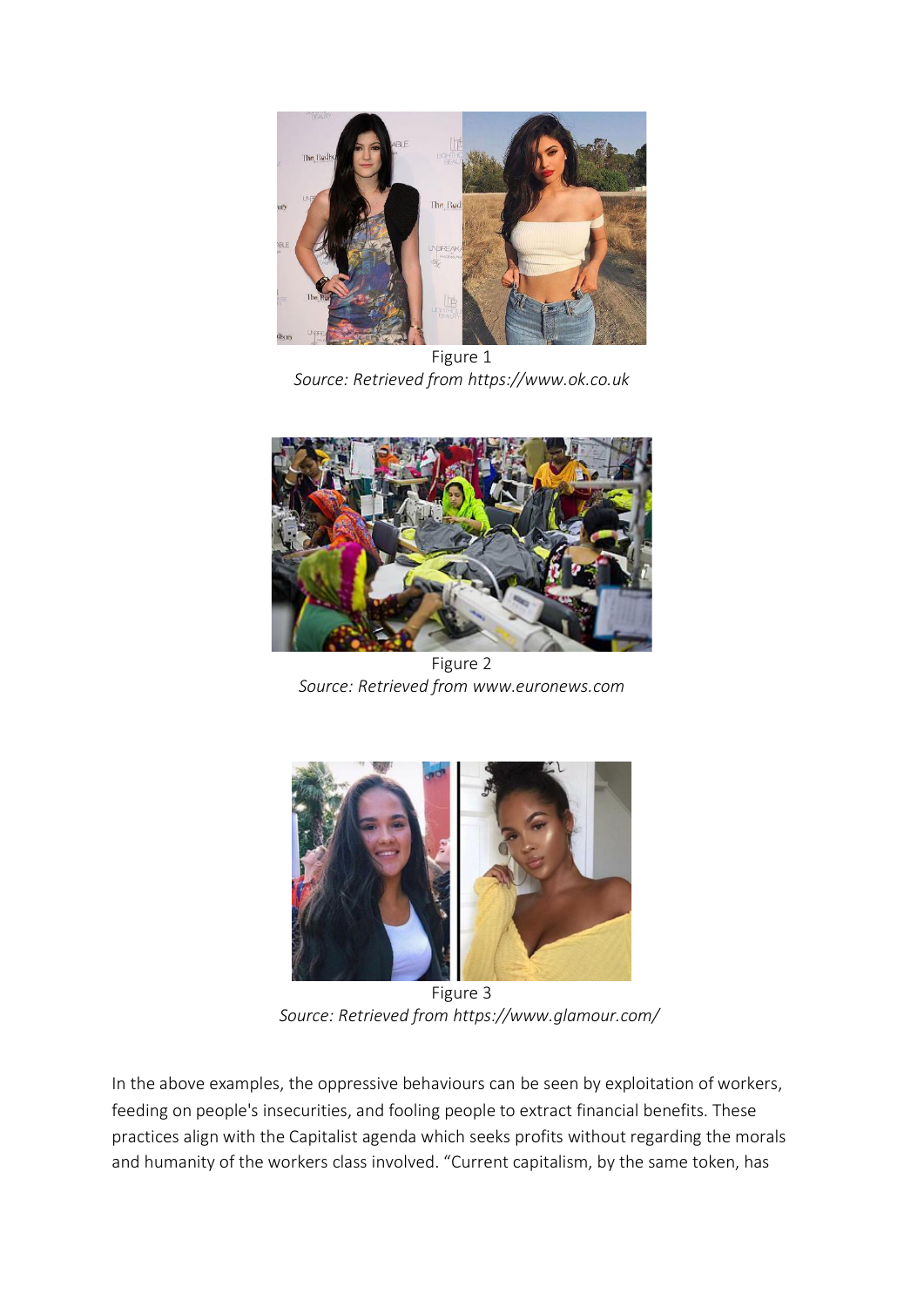Figure 1

*Source: Retrieved from https://www.ok.co.uk*

Figure 2

*Source: Retrieved from www.euronews.com*

Figure 3

*Source: Retrieved from https://www.glamour.com/*

In the above examples, the oppressive behaviours can be seen by exploitation of workers, feeding on people's insecurities, and fooling people to extract financial benefits. These practices align with the Capitalist agenda which seeks profits without regarding the morals and humanity of the workers class involved. "Current capitalism, by the same token, has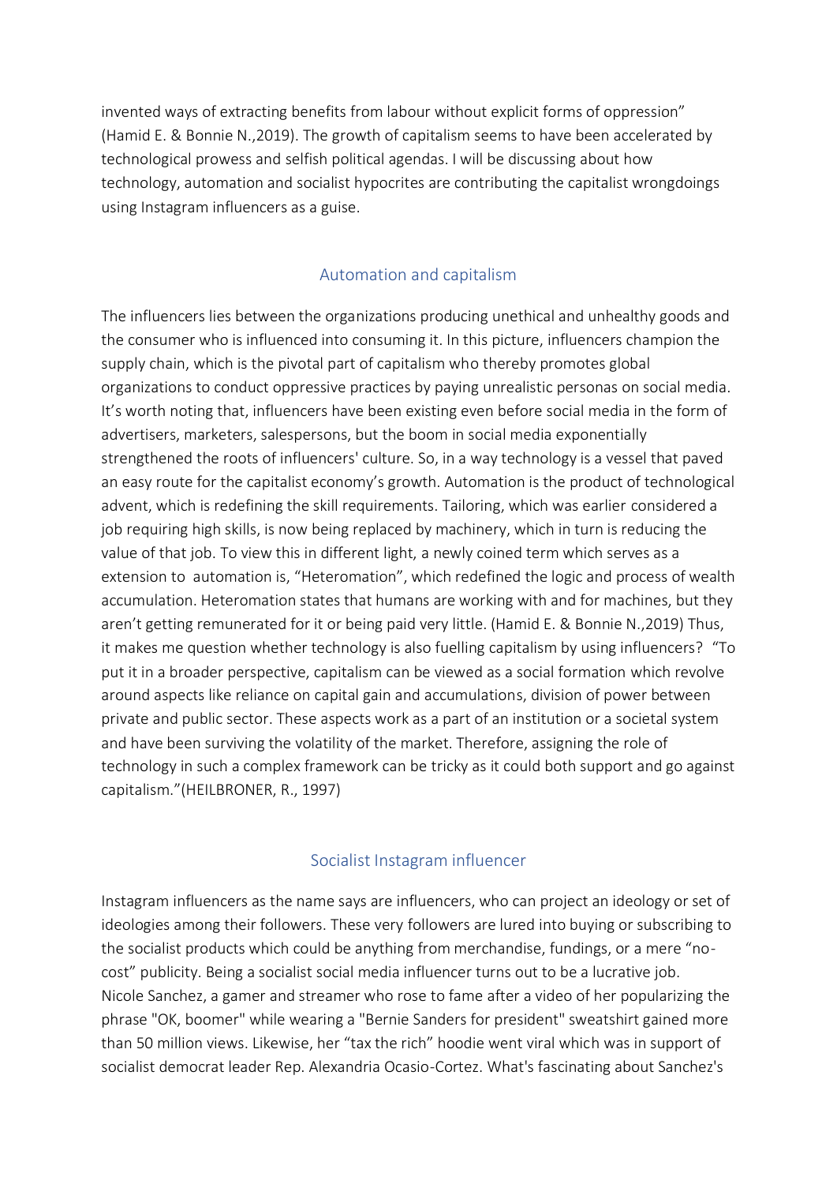invented ways of extracting benefits from labour without explicit forms of oppression" (Hamid E. & Bonnie N.,2019). The growth of capitalism seems to have been accelerated by technological prowess and selfish political agendas. I will be discussing about how technology, automation and socialist hypocrites are contributing the capitalist wrongdoings using Instagram influencers as a guise.

## Automation and capitalism

The influencers lies between the organizations producing unethical and unhealthy goods and the consumer who is influenced into consuming it. In this picture, influencers champion the supply chain, which is the pivotal part of capitalism who thereby promotes global organizations to conduct oppressive practices by paying unrealistic personas on social media. It's worth noting that, influencers have been existing even before social media in the form of advertisers, marketers, salespersons, but the boom in social media exponentially strengthened the roots of influencers' culture. So, in a way technology is a vessel that paved an easy route for the capitalist economy's growth. Automation is the product of technological advent, which is redefining the skill requirements. Tailoring, which was earlier considered a job requiring high skills, is now being replaced by machinery, which in turn is reducing the value of that job. To view this in different light, a newly coined term which serves as a extension to automation is, "Heteromation", which redefined the logic and process of wealth accumulation. Heteromation states that humans are working with and for machines, but they aren't getting remunerated for it or being paid very little. (Hamid E. & Bonnie N.,2019) Thus, it makes me question whether technology is also fuelling capitalism by using influencers? "To put it in a broader perspective, capitalism can be viewed as a social formation which revolve around aspects like reliance on capital gain and accumulations, division of power between private and public sector. These aspects work as a part of an institution or a societal system and have been surviving the volatility of the market. Therefore, assigning the role of technology in such a complex framework can be tricky as it could both support and go against capitalism."(HEILBRONER, R., 1997)

## Socialist Instagram influencer

Instagram influencers as the name says are influencers, who can project an ideology or set of ideologies among their followers. These very followers are lured into buying or subscribing to the socialist products which could be anything from merchandise, fundings, or a mere "no-cost" publicity. Being a socialist social media influencer turns out to be a lucrative job. Nicole Sanchez, a gamer and streamer who rose to fame after a video of her popularizing the phrase "OK, boomer" while wearing a "Bernie Sanders for president" sweatshirt gained more than 50 million views. Likewise, her "tax the rich" hoodie went viral which was in support of socialist democrat leader Rep. Alexandria Ocasio-Cortez. What's fascinating about Sanchez's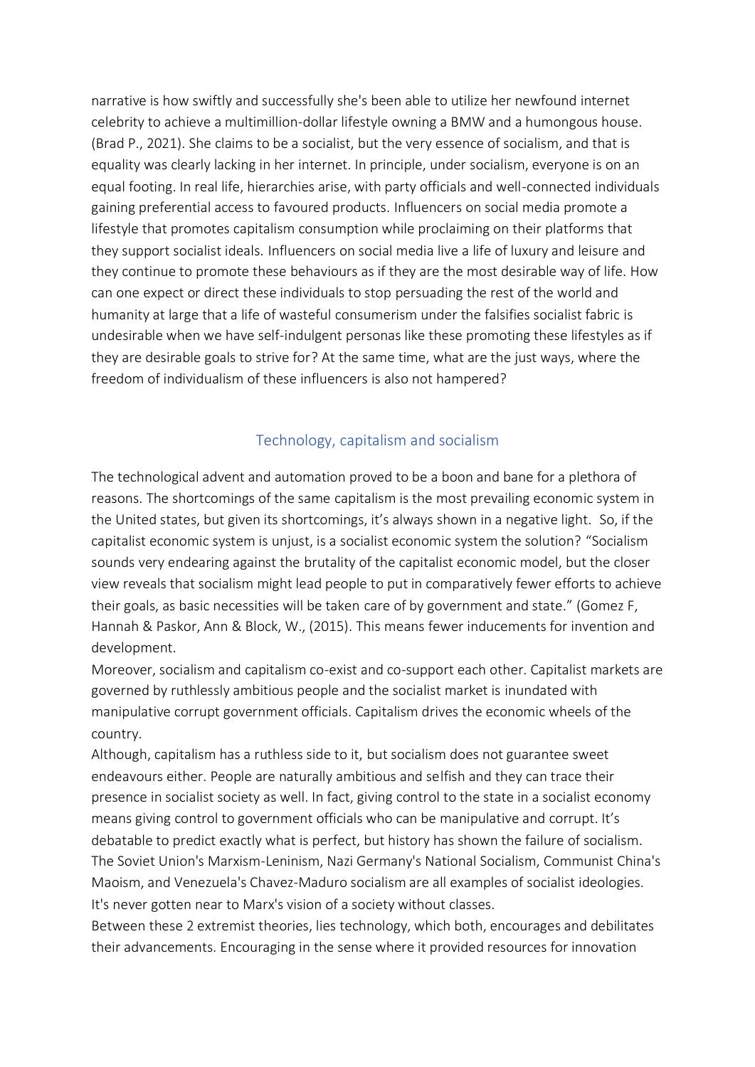narrative is how swiftly and successfully she's been able to utilize her newfound internet celebrity to achieve a multimillion-dollar lifestyle owning a BMW and a humongous house. (Brad P., 2021). She claims to be a socialist, but the very essence of socialism, and that is equality was clearly lacking in her internet. In principle, under socialism, everyone is on an equal footing. In real life, hierarchies arise, with party officials and well-connected individuals gaining preferential access to favoured products. Influencers on social media promote a lifestyle that promotes capitalism consumption while proclaiming on their platforms that they support socialist ideals. Influencers on social media live a life of luxury and leisure and they continue to promote these behaviours as if they are the most desirable way of life. How can one expect or direct these individuals to stop persuading the rest of the world and humanity at large that a life of wasteful consumerism under the falsifies socialist fabric is undesirable when we have self-indulgent personas like these promoting these lifestyles as if they are desirable goals to strive for? At the same time, what are the just ways, where the freedom of individualism of these influencers is also not hampered?

## Technology, capitalism and socialism

The technological advent and automation proved to be a boon and bane for a plethora of reasons. The shortcomings of the same capitalism is the most prevailing economic system in the United states, but given its shortcomings, it's always shown in a negative light. So, if the capitalist economic system is unjust, is a socialist economic system the solution? "Socialism sounds very endearing against the brutality of the capitalist economic model, but the closer view reveals that socialism might lead people to put in comparatively fewer efforts to achieve their goals, as basic necessities will be taken care of by government and state." (Gomez F, Hannah & Paskor, Ann & Block, W., (2015). This means fewer inducements for invention and development.

Moreover, socialism and capitalism co-exist and co-support each other. Capitalist markets are governed by ruthlessly ambitious people and the socialist market is inundated with manipulative corrupt government officials. Capitalism drives the economic wheels of the country.

Although, capitalism has a ruthless side to it, but socialism does not guarantee sweet endeavours either. People are naturally ambitious and selfish and they can trace their presence in socialist society as well. In fact, giving control to the state in a socialist economy means giving control to government officials who can be manipulative and corrupt. It's debatable to predict exactly what is perfect, but history has shown the failure of socialism. The Soviet Union's Marxism-Leninism, Nazi Germany's National Socialism, Communist China's Maoism, and Venezuela's Chavez-Maduro socialism are all examples of socialist ideologies. It's never gotten near to Marx's vision of a society without classes.

Between these 2 extremist theories, lies technology, which both, encourages and debilitates their advancements. Encouraging in the sense where it provided resources for innovation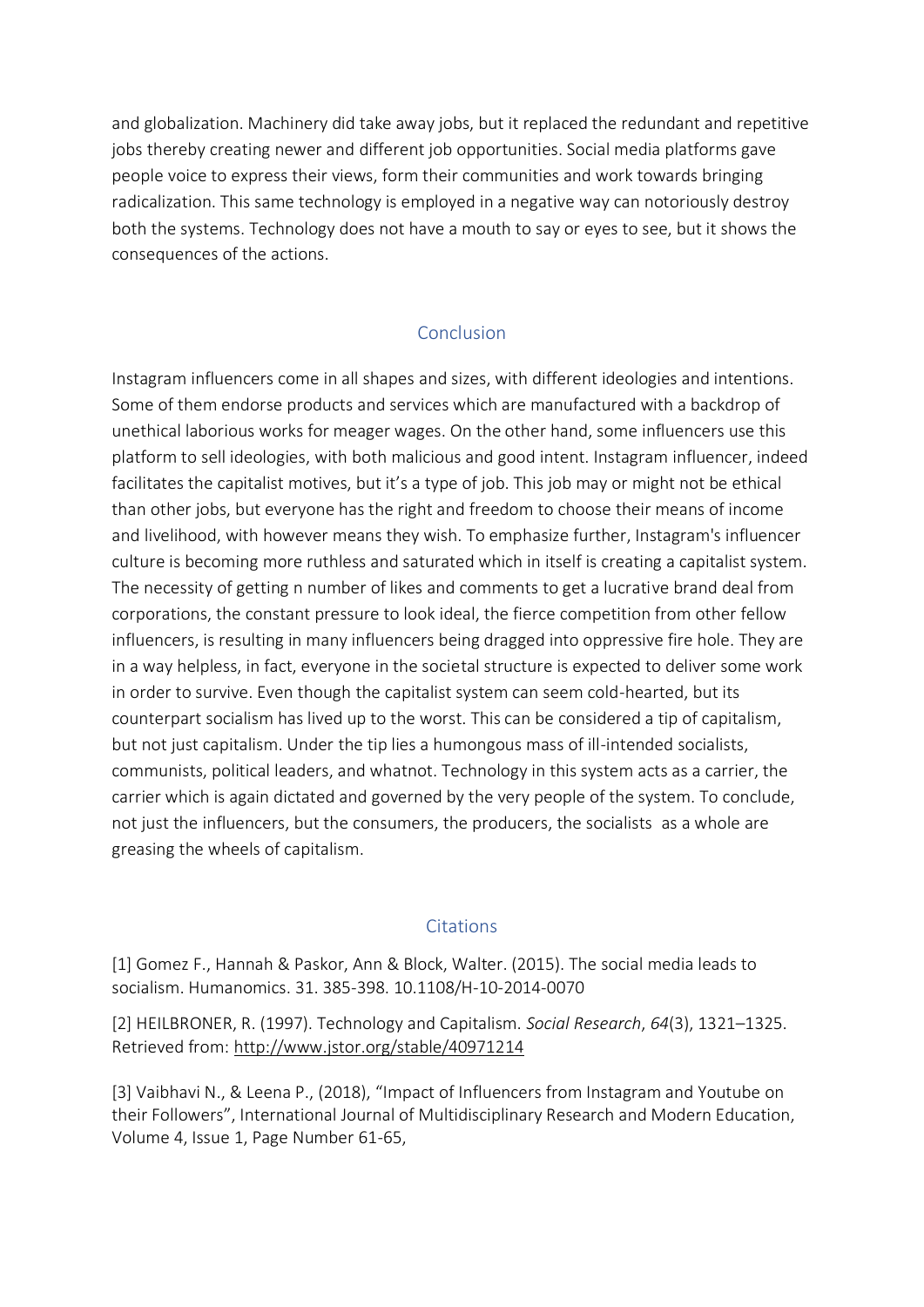and globalization. Machinery did take away jobs, but it replaced the redundant and repetitive jobs thereby creating newer and different job opportunities. Social media platforms gave people voice to express their views, form their communities and work towards bringing radicalization. This same technology is employed in a negative way can notoriously destroy both the systems. Technology does not have a mouth to say or eyes to see, but it shows the consequences of the actions.

## Conclusion

Instagram influencers come in all shapes and sizes, with different ideologies and intentions. Some of them endorse products and services which are manufactured with a backdrop of unethical laborious works for meager wages. On the other hand, some influencers use this platform to sell ideologies, with both malicious and good intent. Instagram influencer, indeed facilitates the capitalist motives, but it's a type of job. This job may or might not be ethical than other jobs, but everyone has the right and freedom to choose their means of income and livelihood, with however means they wish. To emphasize further, Instagram's influencer culture is becoming more ruthless and saturated which in itself is creating a capitalist system. The necessity of getting n number of likes and comments to get a lucrative brand deal from corporations, the constant pressure to look ideal, the fierce competition from other fellow influencers, is resulting in many influencers being dragged into oppressive fire hole. They are in a way helpless, in fact, everyone in the societal structure is expected to deliver some work in order to survive. Even though the capitalist system can seem cold-hearted, but its counterpart socialism has lived up to the worst. This can be considered a tip of capitalism, but not just capitalism. Under the tip lies a humongous mass of ill-intended socialists, communists, political leaders, and whatnot. Technology in this system acts as a carrier, the carrier which is again dictated and governed by the very people of the system. To conclude, not just the influencers, but the consumers, the producers, the socialists as a whole are greasing the wheels of capitalism.

## Citations

[1] Gomez F., Hannah & Paskor, Ann & Block, Walter. (2015). The social media leads to socialism. Humanomics. 31. 385-398. 10.1108/H-10-2014-0070

[2] HEILBRONER, R. (1997). Technology and Capitalism. *Social Research*, *64*(3), 1321–1325. Retrieved from: http://www.jstor.org/stable/40971214

[3] Vaibhavi N., & Leena P., (2018), "Impact of Influencers from Instagram and Youtube on their Followers", International Journal of Multidisciplinary Research and Modern Education, Volume 4, Issue 1, Page Number 61-65,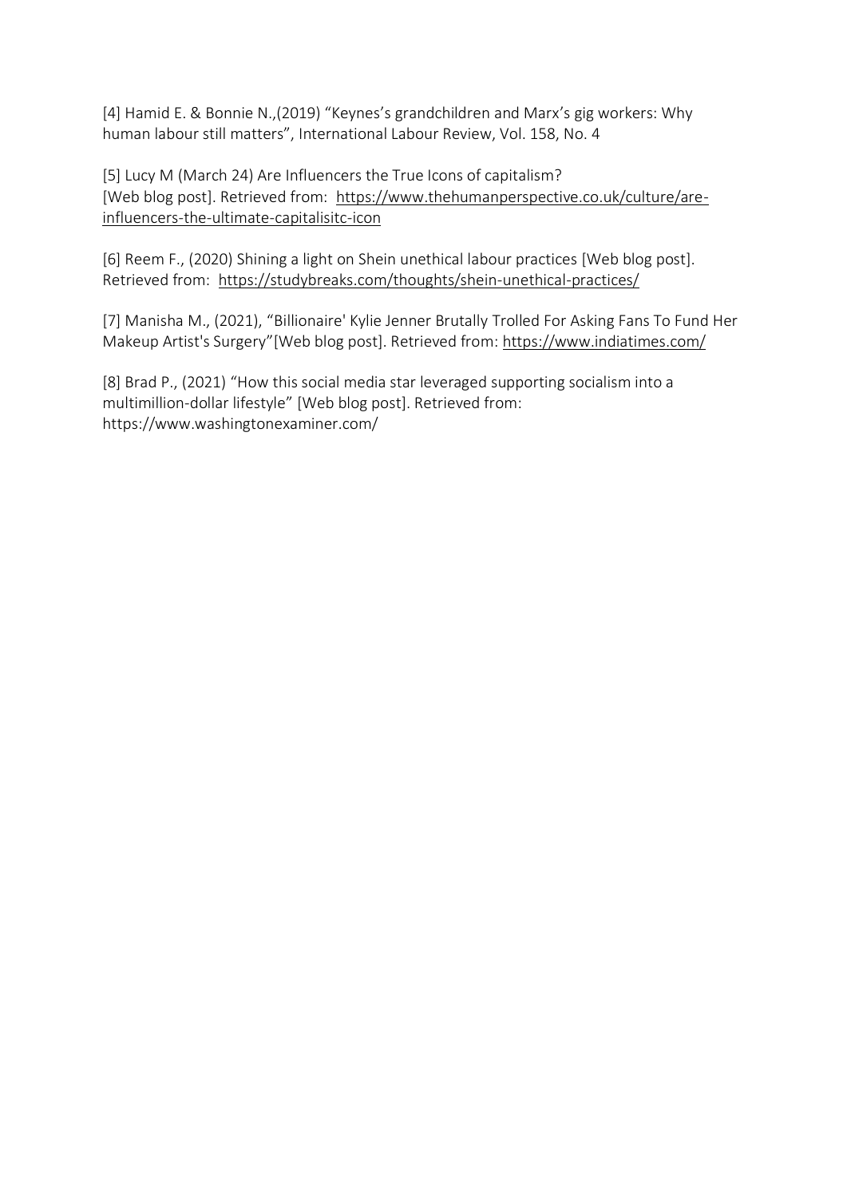[4] Hamid E. & Bonnie N.,(2019) "Keynes's grandchildren and Marx's gig workers: Why human labour still matters", International Labour Review, Vol. 158, No. 4

[5] Lucy M (March 24) Are Influencers the True Icons of capitalism? [Web blog post]. Retrieved from: https://www.thehumanperspective.co.uk/culture/are-influencers-the-ultimate-capitalisitc-icon

[6] Reem F., (2020) Shining a light on Shein unethical labour practices [Web blog post]. Retrieved from: https://studybreaks.com/thoughts/shein-unethical-practices/

[7] Manisha M., (2021), "Billionaire' Kylie Jenner Brutally Trolled For Asking Fans To Fund Her Makeup Artist's Surgery"[Web blog post]. Retrieved from: https://www.indiatimes.com/

[8] Brad P., (2021) "How this social media star leveraged supporting socialism into a multimillion-dollar lifestyle" [Web blog post]. Retrieved from: https://www.washingtonexaminer.com/